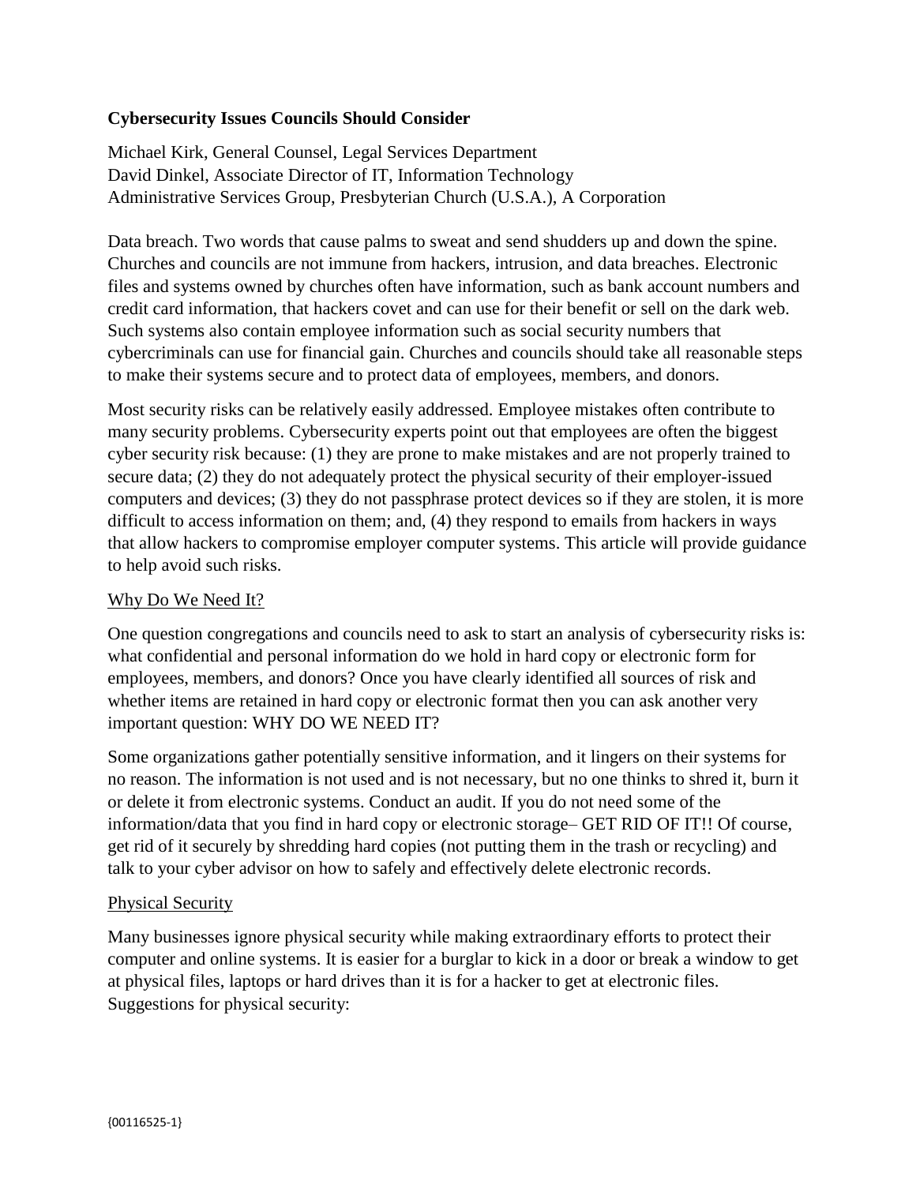**Cybersecurity Issues Councils Should Consider**

Michael Kirk, General Counsel, Legal Services Department
David Dinkel, Associate Director of IT, Information Technology
Administrative Services Group, Presbyterian Church (U.S.A.), A Corporation

Data breach. Two words that cause palms to sweat and send shudders up and down the spine. Churches and councils are not immune from hackers, intrusion, and data breaches. Electronic files and systems owned by churches often have information, such as bank account numbers and credit card information, that hackers covet and can use for their benefit or sell on the dark web. Such systems also contain employee information such as social security numbers that cybercriminals can use for financial gain. Churches and councils should take all reasonable steps to make their systems secure and to protect data of employees, members, and donors.

Most security risks can be relatively easily addressed. Employee mistakes often contribute to many security problems. Cybersecurity experts point out that employees are often the biggest cyber security risk because: (1) they are prone to make mistakes and are not properly trained to secure data; (2) they do not adequately protect the physical security of their employer-issued computers and devices; (3) they do not passphrase protect devices so if they are stolen, it is more difficult to access information on them; and, (4) they respond to emails from hackers in ways that allow hackers to compromise employer computer systems. This article will provide guidance to help avoid such risks.

Why Do We Need It?

One question congregations and councils need to ask to start an analysis of cybersecurity risks is: what confidential and personal information do we hold in hard copy or electronic form for employees, members, and donors? Once you have clearly identified all sources of risk and whether items are retained in hard copy or electronic format then you can ask another very important question: WHY DO WE NEED IT?

Some organizations gather potentially sensitive information, and it lingers on their systems for no reason. The information is not used and is not necessary, but no one thinks to shred it, burn it or delete it from electronic systems. Conduct an audit. If you do not need some of the information/data that you find in hard copy or electronic storage– GET RID OF IT!! Of course, get rid of it securely by shredding hard copies (not putting them in the trash or recycling) and talk to your cyber advisor on how to safely and effectively delete electronic records.

Physical Security

Many businesses ignore physical security while making extraordinary efforts to protect their computer and online systems. It is easier for a burglar to kick in a door or break a window to get at physical files, laptops or hard drives than it is for a hacker to get at electronic files. Suggestions for physical security: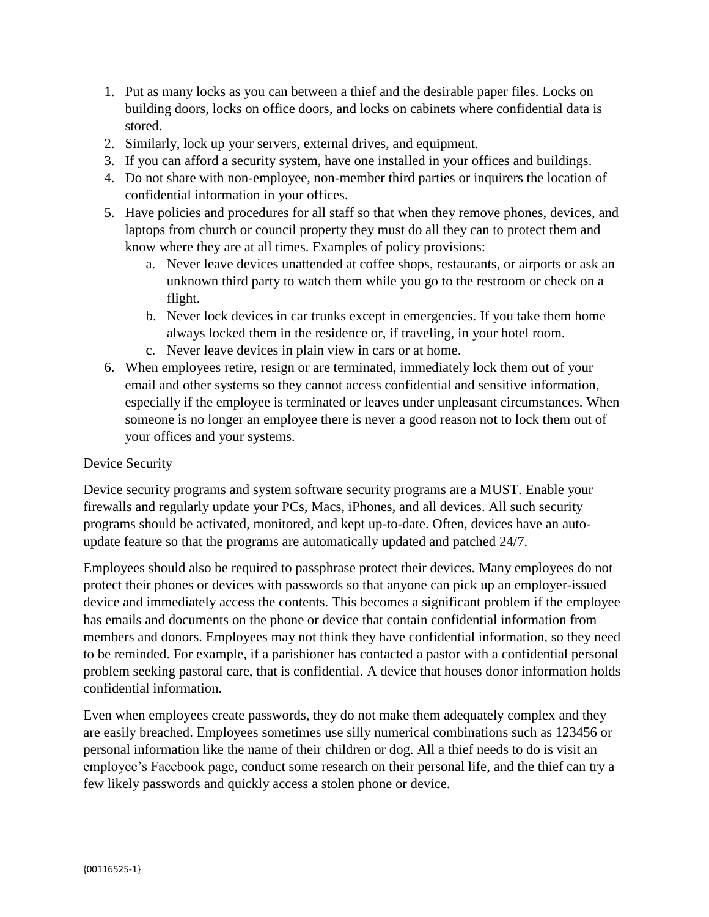1. Put as many locks as you can between a thief and the desirable paper files. Locks on building doors, locks on office doors, and locks on cabinets where confidential data is stored.
2. Similarly, lock up your servers, external drives, and equipment.
3. If you can afford a security system, have one installed in your offices and buildings.
4. Do not share with non-employee, non-member third parties or inquirers the location of confidential information in your offices.
5. Have policies and procedures for all staff so that when they remove phones, devices, and laptops from church or council property they must do all they can to protect them and know where they are at all times. Examples of policy provisions:
   a. Never leave devices unattended at coffee shops, restaurants, or airports or ask an unknown third party to watch them while you go to the restroom or check on a flight.
   b. Never lock devices in car trunks except in emergencies. If you take them home always locked them in the residence or, if traveling, in your hotel room.
   c. Never leave devices in plain view in cars or at home.
6. When employees retire, resign or are terminated, immediately lock them out of your email and other systems so they cannot access confidential and sensitive information, especially if the employee is terminated or leaves under unpleasant circumstances. When someone is no longer an employee there is never a good reason not to lock them out of your offices and your systems.

<u>Device Security</u>

Device security programs and system software security programs are a MUST. Enable your firewalls and regularly update your PCs, Macs, iPhones, and all devices. All such security programs should be activated, monitored, and kept up-to-date. Often, devices have an auto-update feature so that the programs are automatically updated and patched 24/7.

Employees should also be required to passphrase protect their devices. Many employees do not protect their phones or devices with passwords so that anyone can pick up an employer-issued device and immediately access the contents. This becomes a significant problem if the employee has emails and documents on the phone or device that contain confidential information from members and donors. Employees may not think they have confidential information, so they need to be reminded. For example, if a parishioner has contacted a pastor with a confidential personal problem seeking pastoral care, that is confidential. A device that houses donor information holds confidential information.

Even when employees create passwords, they do not make them adequately complex and they are easily breached. Employees sometimes use silly numerical combinations such as 123456 or personal information like the name of their children or dog. All a thief needs to do is visit an employee's Facebook page, conduct some research on their personal life, and the thief can try a few likely passwords and quickly access a stolen phone or device.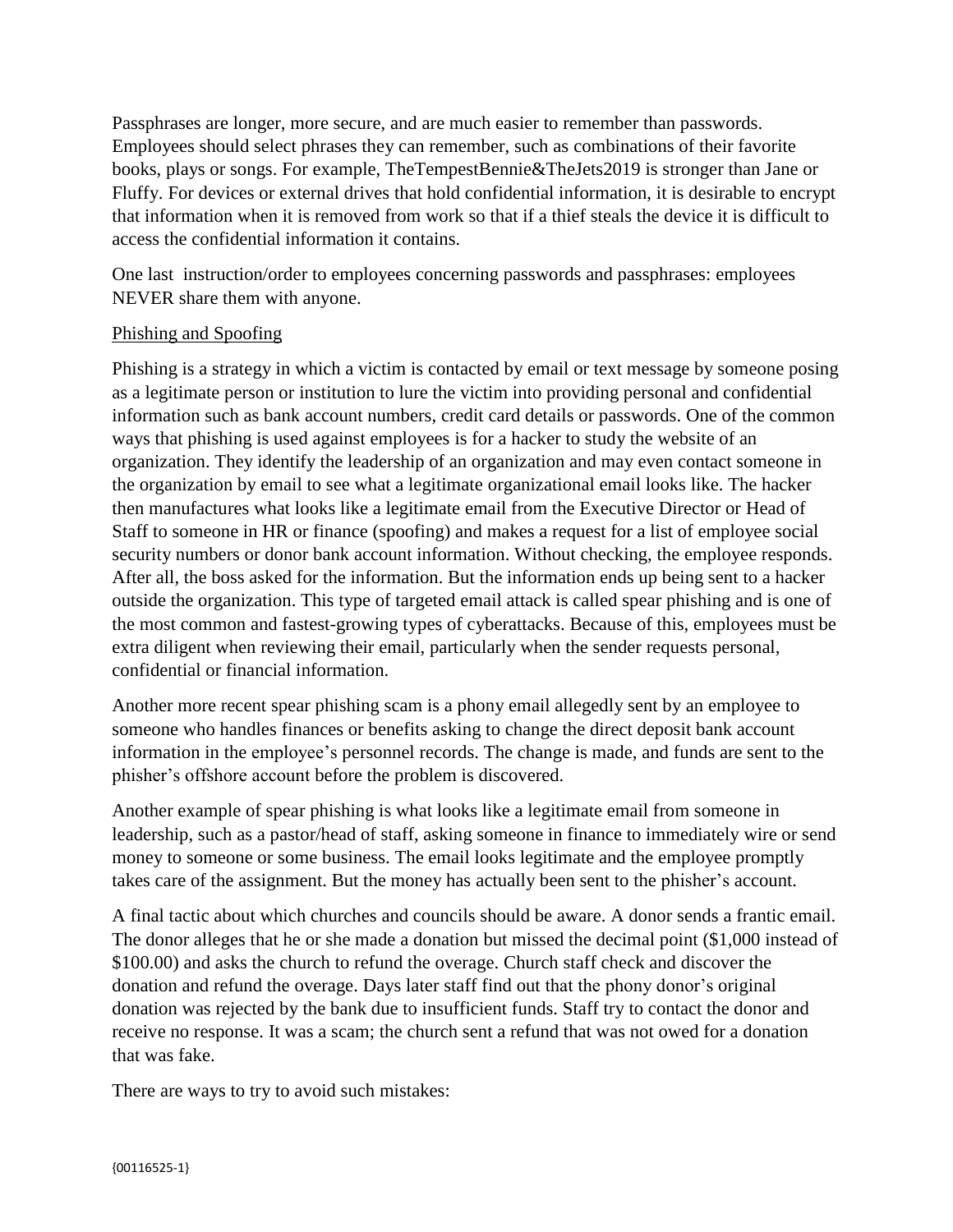Passphrases are longer, more secure, and are much easier to remember than passwords. Employees should select phrases they can remember, such as combinations of their favorite books, plays or songs. For example, TheTempestBennie&TheJets2019 is stronger than Jane or Fluffy. For devices or external drives that hold confidential information, it is desirable to encrypt that information when it is removed from work so that if a thief steals the device it is difficult to access the confidential information it contains.

One last instruction/order to employees concerning passwords and passphrases: employees NEVER share them with anyone.

<u>Phishing and Spoofing</u>

Phishing is a strategy in which a victim is contacted by email or text message by someone posing as a legitimate person or institution to lure the victim into providing personal and confidential information such as bank account numbers, credit card details or passwords. One of the common ways that phishing is used against employees is for a hacker to study the website of an organization. They identify the leadership of an organization and may even contact someone in the organization by email to see what a legitimate organizational email looks like. The hacker then manufactures what looks like a legitimate email from the Executive Director or Head of Staff to someone in HR or finance (spoofing) and makes a request for a list of employee social security numbers or donor bank account information. Without checking, the employee responds. After all, the boss asked for the information. But the information ends up being sent to a hacker outside the organization. This type of targeted email attack is called spear phishing and is one of the most common and fastest-growing types of cyberattacks. Because of this, employees must be extra diligent when reviewing their email, particularly when the sender requests personal, confidential or financial information.

Another more recent spear phishing scam is a phony email allegedly sent by an employee to someone who handles finances or benefits asking to change the direct deposit bank account information in the employee's personnel records. The change is made, and funds are sent to the phisher's offshore account before the problem is discovered.

Another example of spear phishing is what looks like a legitimate email from someone in leadership, such as a pastor/head of staff, asking someone in finance to immediately wire or send money to someone or some business. The email looks legitimate and the employee promptly takes care of the assignment. But the money has actually been sent to the phisher's account.

A final tactic about which churches and councils should be aware. A donor sends a frantic email. The donor alleges that he or she made a donation but missed the decimal point ($1,000 instead of $100.00) and asks the church to refund the overage. Church staff check and discover the donation and refund the overage. Days later staff find out that the phony donor's original donation was rejected by the bank due to insufficient funds. Staff try to contact the donor and receive no response. It was a scam; the church sent a refund that was not owed for a donation that was fake.

There are ways to try to avoid such mistakes: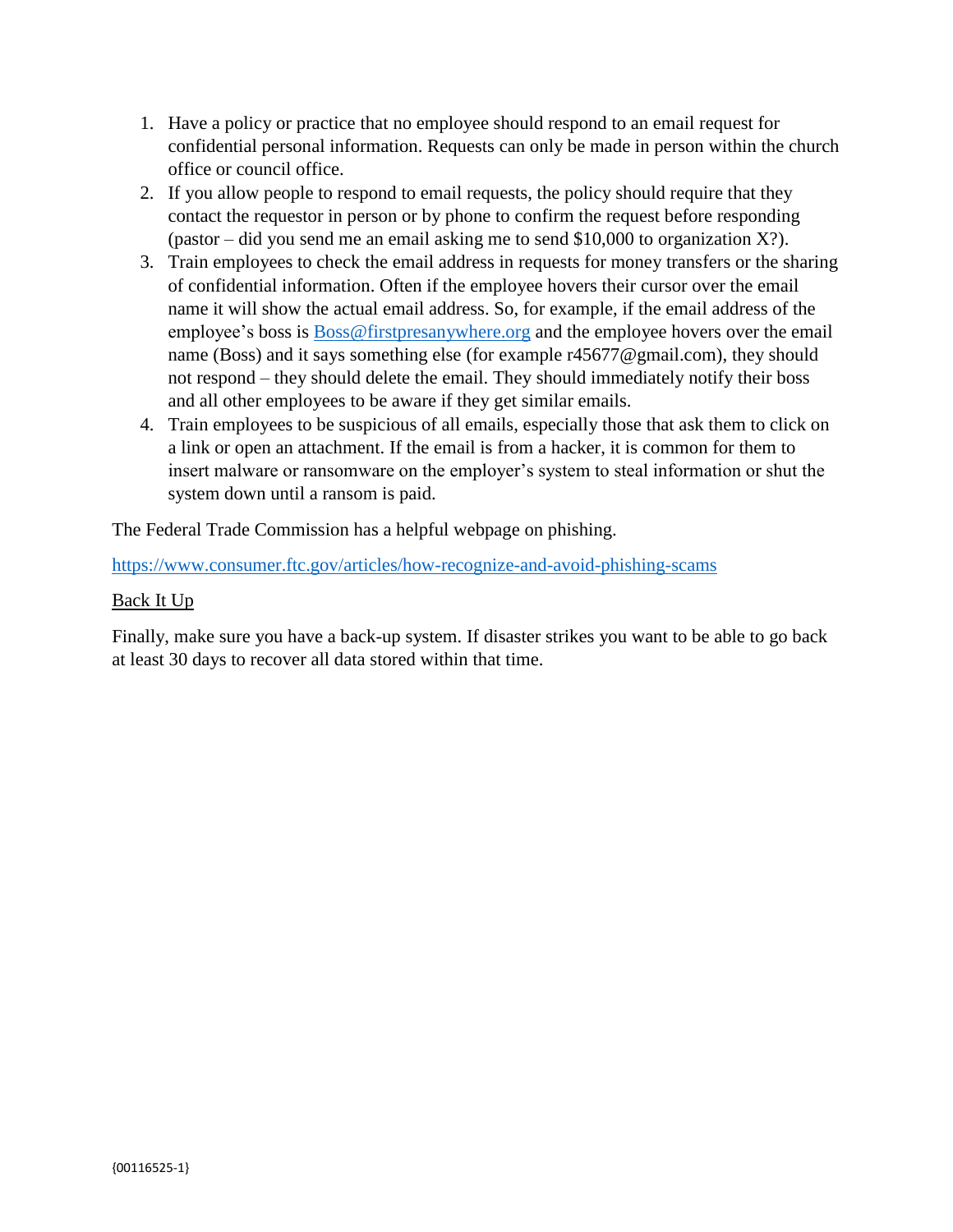1. Have a policy or practice that no employee should respond to an email request for confidential personal information. Requests can only be made in person within the church office or council office.
2. If you allow people to respond to email requests, the policy should require that they contact the requestor in person or by phone to confirm the request before responding (pastor – did you send me an email asking me to send $10,000 to organization X?).
3. Train employees to check the email address in requests for money transfers or the sharing of confidential information. Often if the employee hovers their cursor over the email name it will show the actual email address. So, for example, if the email address of the employee's boss is Boss@firstpresanywhere.org and the employee hovers over the email name (Boss) and it says something else (for example r45677@gmail.com), they should not respond – they should delete the email. They should immediately notify their boss and all other employees to be aware if they get similar emails.
4. Train employees to be suspicious of all emails, especially those that ask them to click on a link or open an attachment. If the email is from a hacker, it is common for them to insert malware or ransomware on the employer's system to steal information or shut the system down until a ransom is paid.

The Federal Trade Commission has a helpful webpage on phishing.

https://www.consumer.ftc.gov/articles/how-recognize-and-avoid-phishing-scams

Back It Up

Finally, make sure you have a back-up system. If disaster strikes you want to be able to go back at least 30 days to recover all data stored within that time.

{00116525-1}